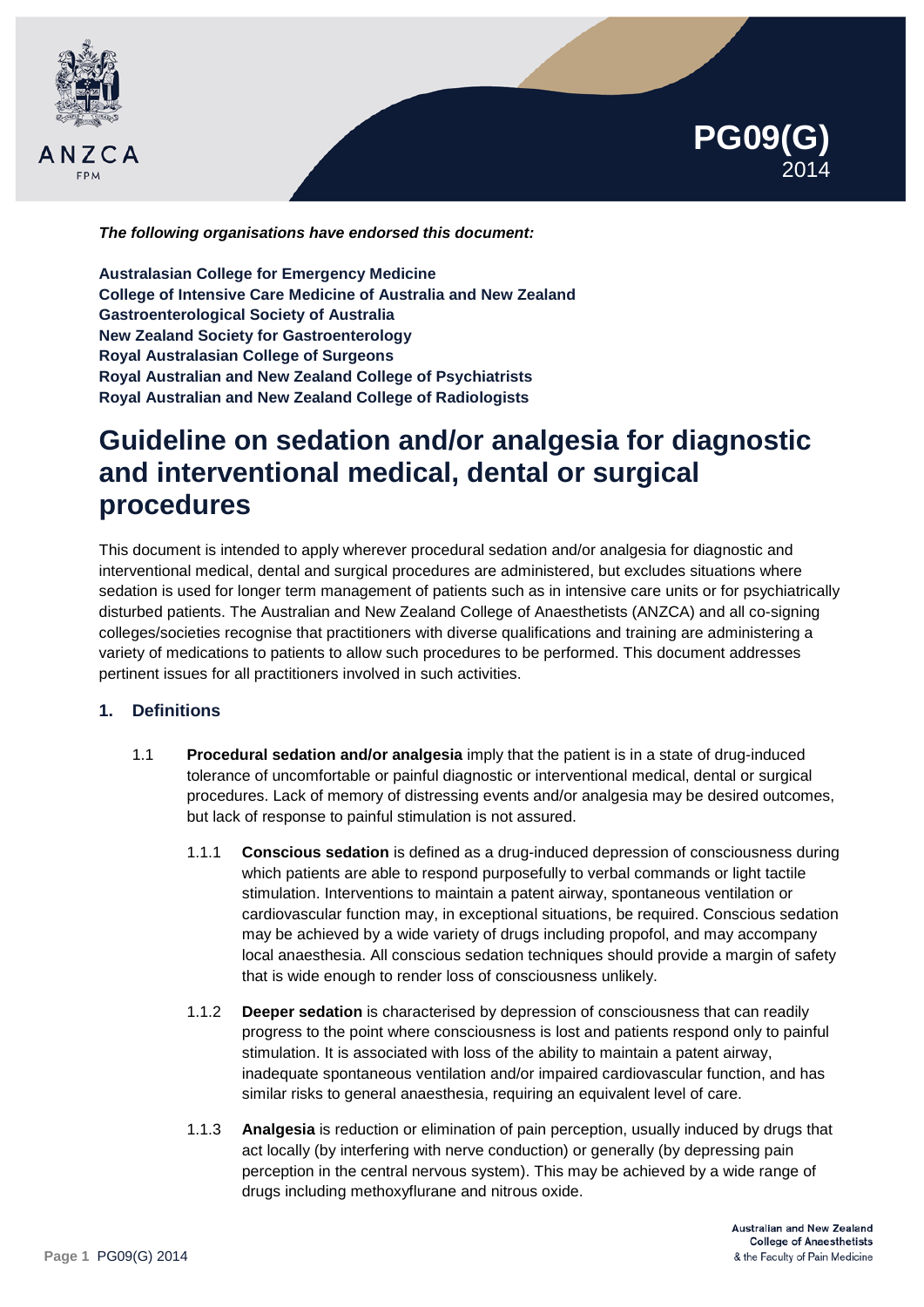PG09(G)
2014

***The following organisations have endorsed this document:***

**Australasian College for Emergency Medicine**
**College of Intensive Care Medicine of Australia and New Zealand**
**Gastroenterological Society of Australia**
**New Zealand Society for Gastroenterology**
**Royal Australasian College of Surgeons**
**Royal Australian and New Zealand College of Psychiatrists**
**Royal Australian and New Zealand College of Radiologists**

# Guideline on sedation and/or analgesia for diagnostic and interventional medical, dental or surgical procedures

This document is intended to apply wherever procedural sedation and/or analgesia for diagnostic and interventional medical, dental and surgical procedures are administered, but excludes situations where sedation is used for longer term management of patients such as in intensive care units or for psychiatrically disturbed patients. The Australian and New Zealand College of Anaesthetists (ANZCA) and all co-signing colleges/societies recognise that practitioners with diverse qualifications and training are administering a variety of medications to patients to allow such procedures to be performed. This document addresses pertinent issues for all practitioners involved in such activities.

## 1. Definitions

1.1 **Procedural sedation and/or analgesia** imply that the patient is in a state of drug-induced tolerance of uncomfortable or painful diagnostic or interventional medical, dental or surgical procedures. Lack of memory of distressing events and/or analgesia may be desired outcomes, but lack of response to painful stimulation is not assured.

1.1.1 **Conscious sedation** is defined as a drug-induced depression of consciousness during which patients are able to respond purposefully to verbal commands or light tactile stimulation. Interventions to maintain a patent airway, spontaneous ventilation or cardiovascular function may, in exceptional situations, be required. Conscious sedation may be achieved by a wide variety of drugs including propofol, and may accompany local anaesthesia. All conscious sedation techniques should provide a margin of safety that is wide enough to render loss of consciousness unlikely.

1.1.2 **Deeper sedation** is characterised by depression of consciousness that can readily progress to the point where consciousness is lost and patients respond only to painful stimulation. It is associated with loss of the ability to maintain a patent airway, inadequate spontaneous ventilation and/or impaired cardiovascular function, and has similar risks to general anaesthesia, requiring an equivalent level of care.

1.1.3 **Analgesia** is reduction or elimination of pain perception, usually induced by drugs that act locally (by interfering with nerve conduction) or generally (by depressing pain perception in the central nervous system). This may be achieved by a wide range of drugs including methoxyflurane and nitrous oxide.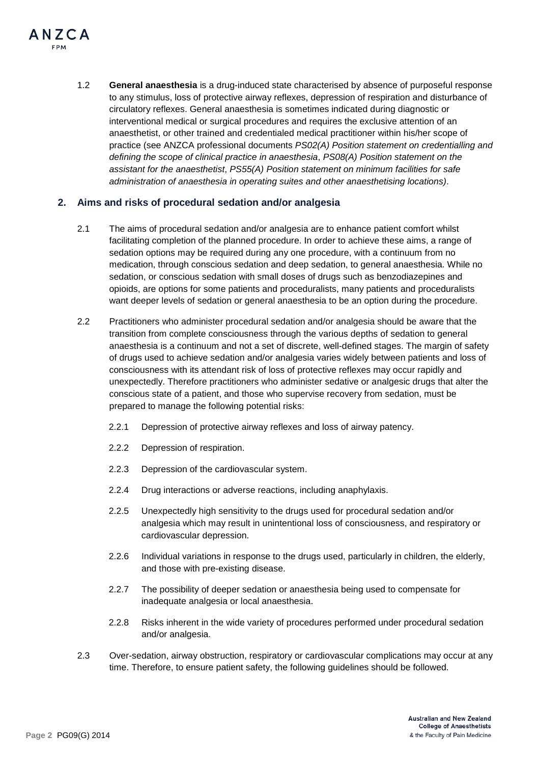1.2 **General anaesthesia** is a drug-induced state characterised by absence of purposeful response to any stimulus, loss of protective airway reflexes, depression of respiration and disturbance of circulatory reflexes. General anaesthesia is sometimes indicated during diagnostic or interventional medical or surgical procedures and requires the exclusive attention of an anaesthetist, or other trained and credentialed medical practitioner within his/her scope of practice (see ANZCA professional documents *PS02(A) Position statement on credentialling and defining the scope of clinical practice in anaesthesia*, *PS08(A) Position statement on the assistant for the anaesthetist*, *PS55(A) Position statement on minimum facilities for safe administration of anaesthesia in operating suites and other anaesthetising locations)*.

## 2. Aims and risks of procedural sedation and/or analgesia

2.1 The aims of procedural sedation and/or analgesia are to enhance patient comfort whilst facilitating completion of the planned procedure. In order to achieve these aims, a range of sedation options may be required during any one procedure, with a continuum from no medication, through conscious sedation and deep sedation, to general anaesthesia. While no sedation, or conscious sedation with small doses of drugs such as benzodiazepines and opioids, are options for some patients and proceduralists, many patients and proceduralists want deeper levels of sedation or general anaesthesia to be an option during the procedure.

2.2 Practitioners who administer procedural sedation and/or analgesia should be aware that the transition from complete consciousness through the various depths of sedation to general anaesthesia is a continuum and not a set of discrete, well-defined stages. The margin of safety of drugs used to achieve sedation and/or analgesia varies widely between patients and loss of consciousness with its attendant risk of loss of protective reflexes may occur rapidly and unexpectedly. Therefore practitioners who administer sedative or analgesic drugs that alter the conscious state of a patient, and those who supervise recovery from sedation, must be prepared to manage the following potential risks:

2.2.1 Depression of protective airway reflexes and loss of airway patency.

2.2.2 Depression of respiration.

2.2.3 Depression of the cardiovascular system.

2.2.4 Drug interactions or adverse reactions, including anaphylaxis.

2.2.5 Unexpectedly high sensitivity to the drugs used for procedural sedation and/or analgesia which may result in unintentional loss of consciousness, and respiratory or cardiovascular depression.

2.2.6 Individual variations in response to the drugs used, particularly in children, the elderly, and those with pre-existing disease.

2.2.7 The possibility of deeper sedation or anaesthesia being used to compensate for inadequate analgesia or local anaesthesia.

2.2.8 Risks inherent in the wide variety of procedures performed under procedural sedation and/or analgesia.

2.3 Over-sedation, airway obstruction, respiratory or cardiovascular complications may occur at any time. Therefore, to ensure patient safety, the following guidelines should be followed.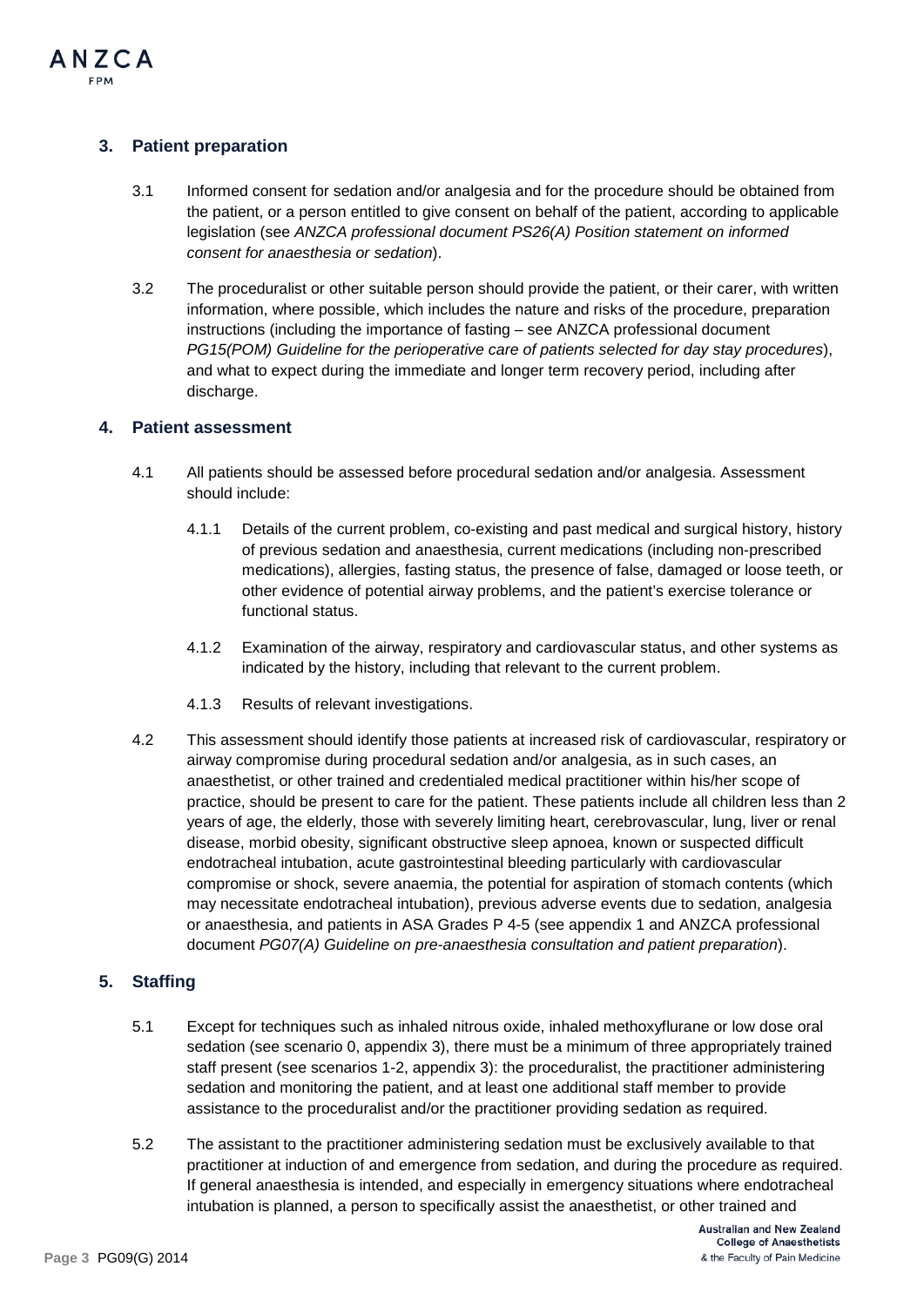## 3. Patient preparation

3.1 Informed consent for sedation and/or analgesia and for the procedure should be obtained from the patient, or a person entitled to give consent on behalf of the patient, according to applicable legislation (see *ANZCA professional document PS26(A) Position statement on informed consent for anaesthesia or sedation*).

3.2 The proceduralist or other suitable person should provide the patient, or their carer, with written information, where possible, which includes the nature and risks of the procedure, preparation instructions (including the importance of fasting – see ANZCA professional document *PG15(POM) Guideline for the perioperative care of patients selected for day stay procedures*), and what to expect during the immediate and longer term recovery period, including after discharge.

## 4. Patient assessment

4.1 All patients should be assessed before procedural sedation and/or analgesia. Assessment should include:

4.1.1 Details of the current problem, co-existing and past medical and surgical history, history of previous sedation and anaesthesia, current medications (including non-prescribed medications), allergies, fasting status, the presence of false, damaged or loose teeth, or other evidence of potential airway problems, and the patient's exercise tolerance or functional status.

4.1.2 Examination of the airway, respiratory and cardiovascular status, and other systems as indicated by the history, including that relevant to the current problem.

4.1.3 Results of relevant investigations.

4.2 This assessment should identify those patients at increased risk of cardiovascular, respiratory or airway compromise during procedural sedation and/or analgesia, as in such cases, an anaesthetist, or other trained and credentialed medical practitioner within his/her scope of practice, should be present to care for the patient. These patients include all children less than 2 years of age, the elderly, those with severely limiting heart, cerebrovascular, lung, liver or renal disease, morbid obesity, significant obstructive sleep apnoea, known or suspected difficult endotracheal intubation, acute gastrointestinal bleeding particularly with cardiovascular compromise or shock, severe anaemia, the potential for aspiration of stomach contents (which may necessitate endotracheal intubation), previous adverse events due to sedation, analgesia or anaesthesia, and patients in ASA Grades P 4-5 (see appendix 1 and ANZCA professional document *PG07(A) Guideline on pre-anaesthesia consultation and patient preparation*).

## 5. Staffing

5.1 Except for techniques such as inhaled nitrous oxide, inhaled methoxyflurane or low dose oral sedation (see scenario 0, appendix 3), there must be a minimum of three appropriately trained staff present (see scenarios 1-2, appendix 3): the proceduralist, the practitioner administering sedation and monitoring the patient, and at least one additional staff member to provide assistance to the proceduralist and/or the practitioner providing sedation as required.

5.2 The assistant to the practitioner administering sedation must be exclusively available to that practitioner at induction of and emergence from sedation, and during the procedure as required. If general anaesthesia is intended, and especially in emergency situations where endotracheal intubation is planned, a person to specifically assist the anaesthetist, or other trained and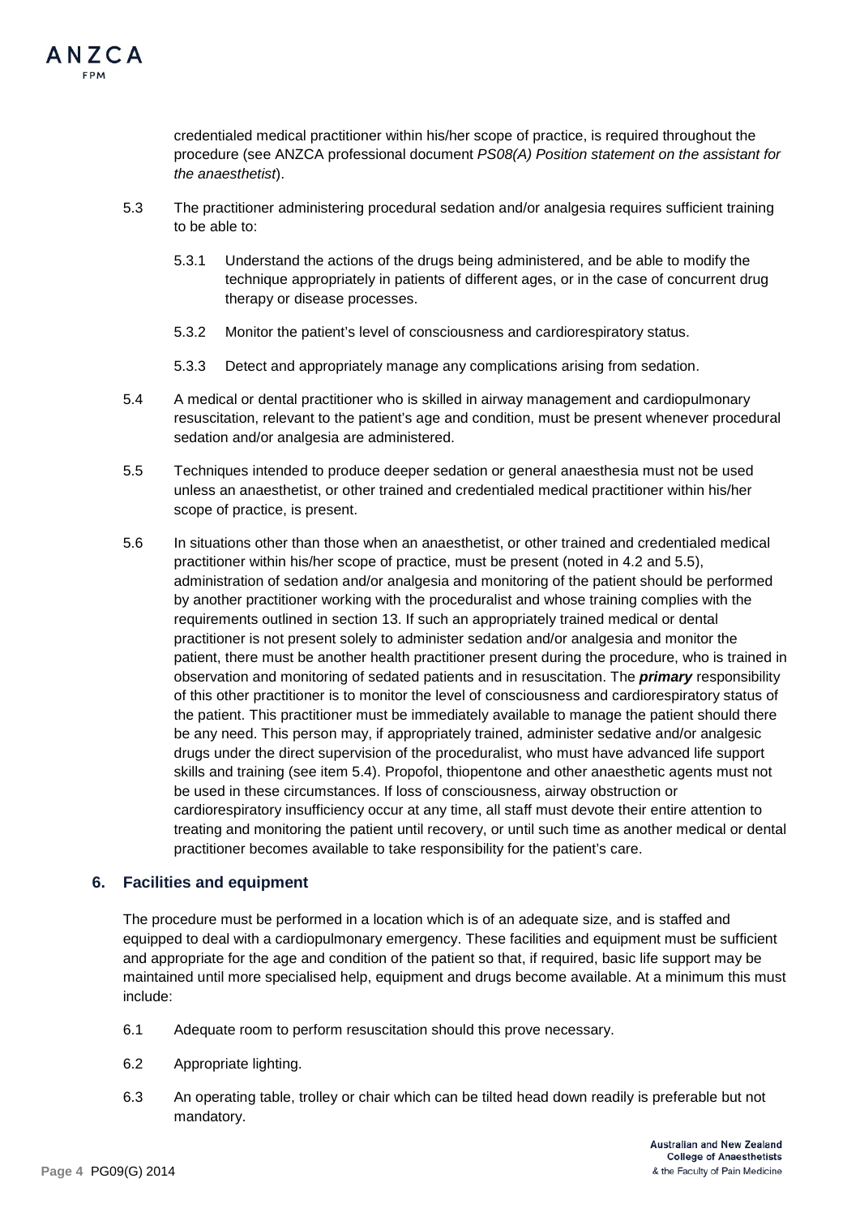credentialed medical practitioner within his/her scope of practice, is required throughout the procedure (see ANZCA professional document *PS08(A) Position statement on the assistant for the anaesthetist*).

5.3 The practitioner administering procedural sedation and/or analgesia requires sufficient training to be able to:

5.3.1 Understand the actions of the drugs being administered, and be able to modify the technique appropriately in patients of different ages, or in the case of concurrent drug therapy or disease processes.

5.3.2 Monitor the patient's level of consciousness and cardiorespiratory status.

5.3.3 Detect and appropriately manage any complications arising from sedation.

5.4 A medical or dental practitioner who is skilled in airway management and cardiopulmonary resuscitation, relevant to the patient's age and condition, must be present whenever procedural sedation and/or analgesia are administered.

5.5 Techniques intended to produce deeper sedation or general anaesthesia must not be used unless an anaesthetist, or other trained and credentialed medical practitioner within his/her scope of practice, is present.

5.6 In situations other than those when an anaesthetist, or other trained and credentialed medical practitioner within his/her scope of practice, must be present (noted in 4.2 and 5.5), administration of sedation and/or analgesia and monitoring of the patient should be performed by another practitioner working with the proceduralist and whose training complies with the requirements outlined in section 13. If such an appropriately trained medical or dental practitioner is not present solely to administer sedation and/or analgesia and monitor the patient, there must be another health practitioner present during the procedure, who is trained in observation and monitoring of sedated patients and in resuscitation. The ***primary*** responsibility of this other practitioner is to monitor the level of consciousness and cardiorespiratory status of the patient. This practitioner must be immediately available to manage the patient should there be any need. This person may, if appropriately trained, administer sedative and/or analgesic drugs under the direct supervision of the proceduralist, who must have advanced life support skills and training (see item 5.4). Propofol, thiopentone and other anaesthetic agents must not be used in these circumstances. If loss of consciousness, airway obstruction or cardiorespiratory insufficiency occur at any time, all staff must devote their entire attention to treating and monitoring the patient until recovery, or until such time as another medical or dental practitioner becomes available to take responsibility for the patient's care.

## 6. Facilities and equipment

The procedure must be performed in a location which is of an adequate size, and is staffed and equipped to deal with a cardiopulmonary emergency. These facilities and equipment must be sufficient and appropriate for the age and condition of the patient so that, if required, basic life support may be maintained until more specialised help, equipment and drugs become available. At a minimum this must include:

6.1 Adequate room to perform resuscitation should this prove necessary.

6.2 Appropriate lighting.

6.3 An operating table, trolley or chair which can be tilted head down readily is preferable but not mandatory.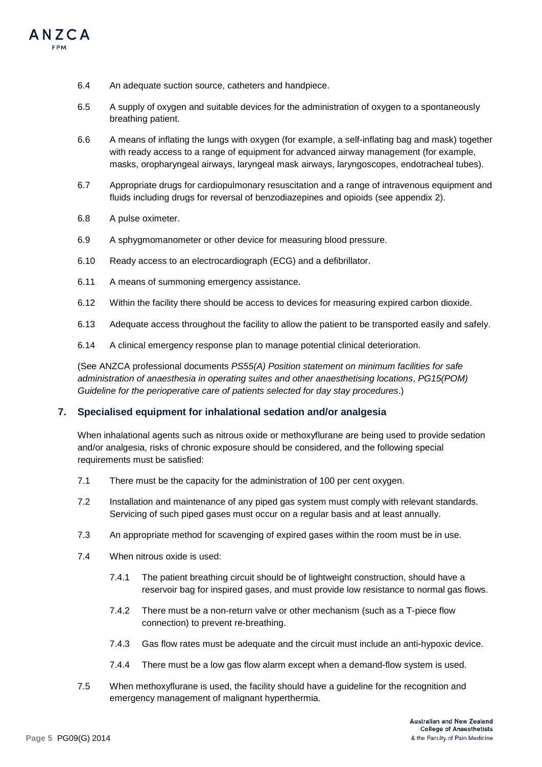6.4 An adequate suction source, catheters and handpiece.

6.5 A supply of oxygen and suitable devices for the administration of oxygen to a spontaneously breathing patient.

6.6 A means of inflating the lungs with oxygen (for example, a self-inflating bag and mask) together with ready access to a range of equipment for advanced airway management (for example, masks, oropharyngeal airways, laryngeal mask airways, laryngoscopes, endotracheal tubes).

6.7 Appropriate drugs for cardiopulmonary resuscitation and a range of intravenous equipment and fluids including drugs for reversal of benzodiazepines and opioids (see appendix 2).

6.8 A pulse oximeter.

6.9 A sphygmomanometer or other device for measuring blood pressure.

6.10 Ready access to an electrocardiograph (ECG) and a defibrillator.

6.11 A means of summoning emergency assistance.

6.12 Within the facility there should be access to devices for measuring expired carbon dioxide.

6.13 Adequate access throughout the facility to allow the patient to be transported easily and safely.

6.14 A clinical emergency response plan to manage potential clinical deterioration.

(See ANZCA professional documents *PS55(A) Position statement on minimum facilities for safe administration of anaesthesia in operating suites and other anaesthetising locations*, *PG15(POM) Guideline for the perioperative care of patients selected for day stay procedures*.)

## 7. Specialised equipment for inhalational sedation and/or analgesia

When inhalational agents such as nitrous oxide or methoxyflurane are being used to provide sedation and/or analgesia, risks of chronic exposure should be considered, and the following special requirements must be satisfied:

7.1 There must be the capacity for the administration of 100 per cent oxygen.

7.2 Installation and maintenance of any piped gas system must comply with relevant standards. Servicing of such piped gases must occur on a regular basis and at least annually.

7.3 An appropriate method for scavenging of expired gases within the room must be in use.

7.4 When nitrous oxide is used:

7.4.1 The patient breathing circuit should be of lightweight construction, should have a reservoir bag for inspired gases, and must provide low resistance to normal gas flows.

7.4.2 There must be a non-return valve or other mechanism (such as a T-piece flow connection) to prevent re-breathing.

7.4.3 Gas flow rates must be adequate and the circuit must include an anti-hypoxic device.

7.4.4 There must be a low gas flow alarm except when a demand-flow system is used.

7.5 When methoxyflurane is used, the facility should have a guideline for the recognition and emergency management of malignant hyperthermia.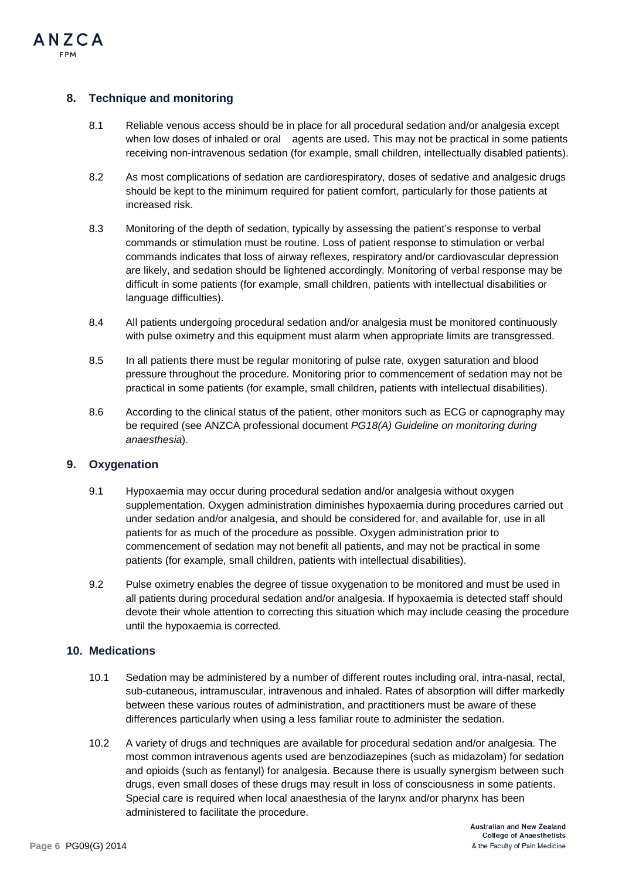## 8. Technique and monitoring

8.1 Reliable venous access should be in place for all procedural sedation and/or analgesia except when low doses of inhaled or oral agents are used. This may not be practical in some patients receiving non-intravenous sedation (for example, small children, intellectually disabled patients).

8.2 As most complications of sedation are cardiorespiratory, doses of sedative and analgesic drugs should be kept to the minimum required for patient comfort, particularly for those patients at increased risk.

8.3 Monitoring of the depth of sedation, typically by assessing the patient's response to verbal commands or stimulation must be routine. Loss of patient response to stimulation or verbal commands indicates that loss of airway reflexes, respiratory and/or cardiovascular depression are likely, and sedation should be lightened accordingly. Monitoring of verbal response may be difficult in some patients (for example, small children, patients with intellectual disabilities or language difficulties).

8.4 All patients undergoing procedural sedation and/or analgesia must be monitored continuously with pulse oximetry and this equipment must alarm when appropriate limits are transgressed.

8.5 In all patients there must be regular monitoring of pulse rate, oxygen saturation and blood pressure throughout the procedure. Monitoring prior to commencement of sedation may not be practical in some patients (for example, small children, patients with intellectual disabilities).

8.6 According to the clinical status of the patient, other monitors such as ECG or capnography may be required (see ANZCA professional document *PG18(A) Guideline on monitoring during anaesthesia*).

## 9. Oxygenation

9.1 Hypoxaemia may occur during procedural sedation and/or analgesia without oxygen supplementation. Oxygen administration diminishes hypoxaemia during procedures carried out under sedation and/or analgesia, and should be considered for, and available for, use in all patients for as much of the procedure as possible. Oxygen administration prior to commencement of sedation may not benefit all patients, and may not be practical in some patients (for example, small children, patients with intellectual disabilities).

9.2 Pulse oximetry enables the degree of tissue oxygenation to be monitored and must be used in all patients during procedural sedation and/or analgesia. If hypoxaemia is detected staff should devote their whole attention to correcting this situation which may include ceasing the procedure until the hypoxaemia is corrected.

## 10. Medications

10.1 Sedation may be administered by a number of different routes including oral, intra-nasal, rectal, sub-cutaneous, intramuscular, intravenous and inhaled. Rates of absorption will differ markedly between these various routes of administration, and practitioners must be aware of these differences particularly when using a less familiar route to administer the sedation.

10.2 A variety of drugs and techniques are available for procedural sedation and/or analgesia. The most common intravenous agents used are benzodiazepines (such as midazolam) for sedation and opioids (such as fentanyl) for analgesia. Because there is usually synergism between such drugs, even small doses of these drugs may result in loss of consciousness in some patients. Special care is required when local anaesthesia of the larynx and/or pharynx has been administered to facilitate the procedure.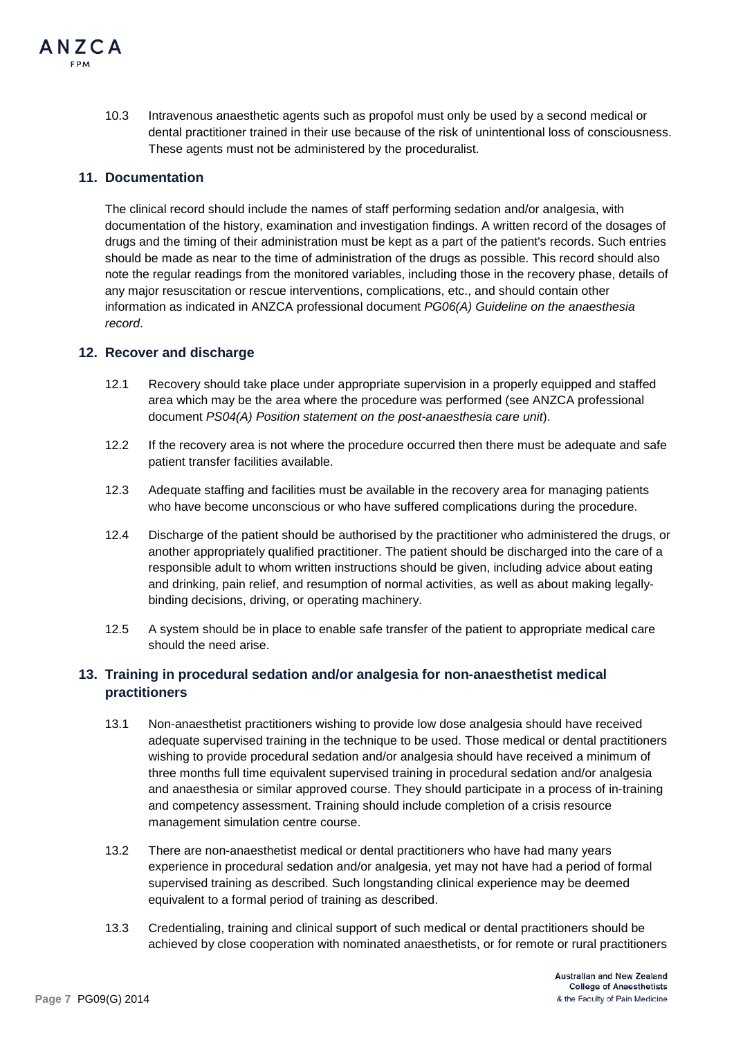10.3 Intravenous anaesthetic agents such as propofol must only be used by a second medical or dental practitioner trained in their use because of the risk of unintentional loss of consciousness. These agents must not be administered by the proceduralist.

## 11. Documentation

The clinical record should include the names of staff performing sedation and/or analgesia, with documentation of the history, examination and investigation findings. A written record of the dosages of drugs and the timing of their administration must be kept as a part of the patient's records. Such entries should be made as near to the time of administration of the drugs as possible. This record should also note the regular readings from the monitored variables, including those in the recovery phase, details of any major resuscitation or rescue interventions, complications, etc., and should contain other information as indicated in ANZCA professional document *PG06(A) Guideline on the anaesthesia record*.

## 12. Recover and discharge

12.1 Recovery should take place under appropriate supervision in a properly equipped and staffed area which may be the area where the procedure was performed (see ANZCA professional document *PS04(A) Position statement on the post-anaesthesia care unit*).

12.2 If the recovery area is not where the procedure occurred then there must be adequate and safe patient transfer facilities available.

12.3 Adequate staffing and facilities must be available in the recovery area for managing patients who have become unconscious or who have suffered complications during the procedure.

12.4 Discharge of the patient should be authorised by the practitioner who administered the drugs, or another appropriately qualified practitioner. The patient should be discharged into the care of a responsible adult to whom written instructions should be given, including advice about eating and drinking, pain relief, and resumption of normal activities, as well as about making legally-binding decisions, driving, or operating machinery.

12.5 A system should be in place to enable safe transfer of the patient to appropriate medical care should the need arise.

## 13. Training in procedural sedation and/or analgesia for non-anaesthetist medical practitioners

13.1 Non-anaesthetist practitioners wishing to provide low dose analgesia should have received adequate supervised training in the technique to be used. Those medical or dental practitioners wishing to provide procedural sedation and/or analgesia should have received a minimum of three months full time equivalent supervised training in procedural sedation and/or analgesia and anaesthesia or similar approved course. They should participate in a process of in-training and competency assessment. Training should include completion of a crisis resource management simulation centre course.

13.2 There are non-anaesthetist medical or dental practitioners who have had many years experience in procedural sedation and/or analgesia, yet may not have had a period of formal supervised training as described. Such longstanding clinical experience may be deemed equivalent to a formal period of training as described.

13.3 Credentialing, training and clinical support of such medical or dental practitioners should be achieved by close cooperation with nominated anaesthetists, or for remote or rural practitioners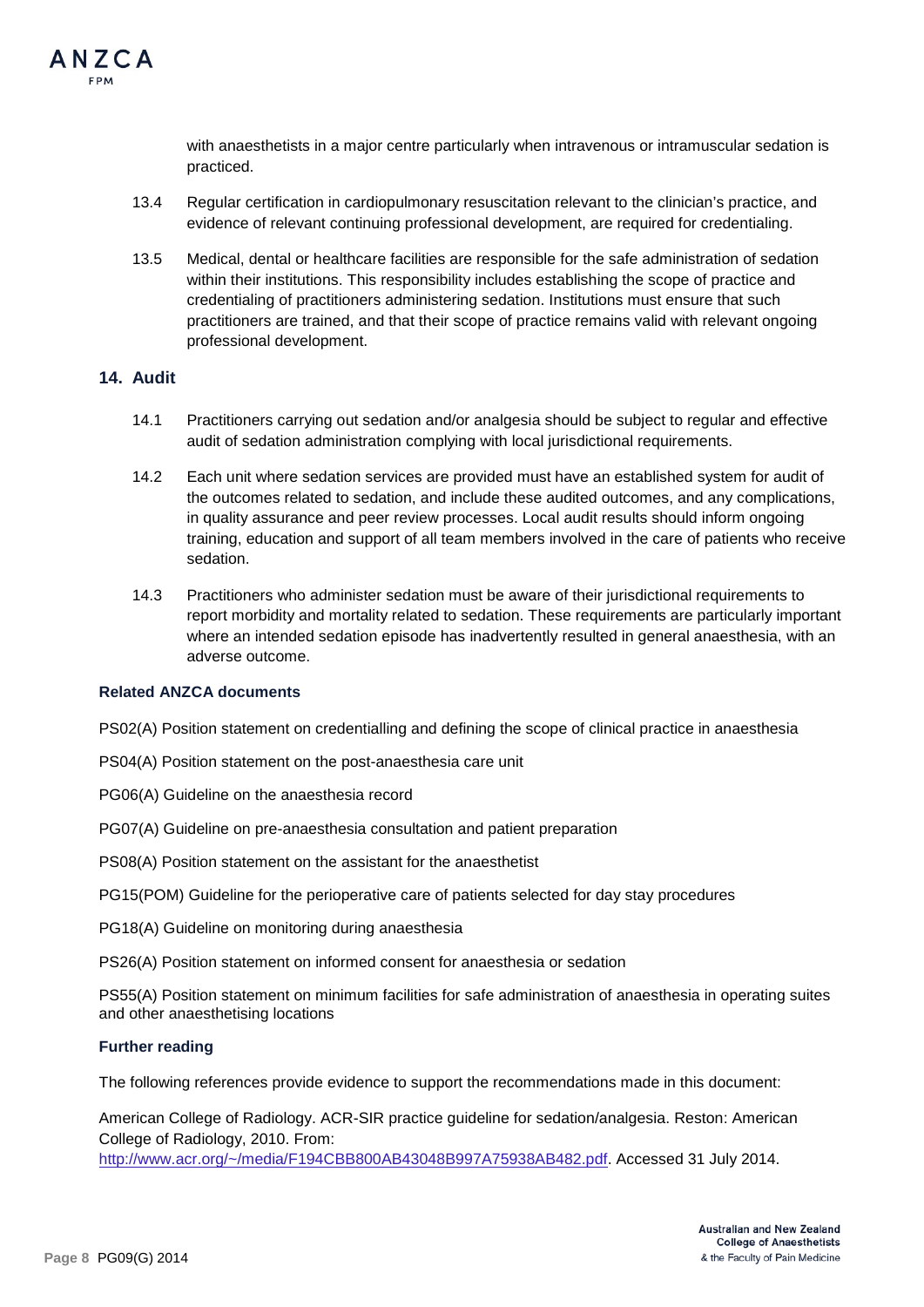with anaesthetists in a major centre particularly when intravenous or intramuscular sedation is practiced.

13.4 Regular certification in cardiopulmonary resuscitation relevant to the clinician's practice, and evidence of relevant continuing professional development, are required for credentialing.

13.5 Medical, dental or healthcare facilities are responsible for the safe administration of sedation within their institutions. This responsibility includes establishing the scope of practice and credentialing of practitioners administering sedation. Institutions must ensure that such practitioners are trained, and that their scope of practice remains valid with relevant ongoing professional development.

## 14. Audit

14.1 Practitioners carrying out sedation and/or analgesia should be subject to regular and effective audit of sedation administration complying with local jurisdictional requirements.

14.2 Each unit where sedation services are provided must have an established system for audit of the outcomes related to sedation, and include these audited outcomes, and any complications, in quality assurance and peer review processes. Local audit results should inform ongoing training, education and support of all team members involved in the care of patients who receive sedation.

14.3 Practitioners who administer sedation must be aware of their jurisdictional requirements to report morbidity and mortality related to sedation. These requirements are particularly important where an intended sedation episode has inadvertently resulted in general anaesthesia, with an adverse outcome.

### Related ANZCA documents

PS02(A) Position statement on credentialling and defining the scope of clinical practice in anaesthesia

PS04(A) Position statement on the post-anaesthesia care unit

PG06(A) Guideline on the anaesthesia record

PG07(A) Guideline on pre-anaesthesia consultation and patient preparation

PS08(A) Position statement on the assistant for the anaesthetist

PG15(POM) Guideline for the perioperative care of patients selected for day stay procedures

PG18(A) Guideline on monitoring during anaesthesia

PS26(A) Position statement on informed consent for anaesthesia or sedation

PS55(A) Position statement on minimum facilities for safe administration of anaesthesia in operating suites and other anaesthetising locations

### Further reading

The following references provide evidence to support the recommendations made in this document:

American College of Radiology. ACR-SIR practice guideline for sedation/analgesia. Reston: American College of Radiology, 2010. From: http://www.acr.org/~/media/F194CBB800AB43048B997A75938AB482.pdf. Accessed 31 July 2014.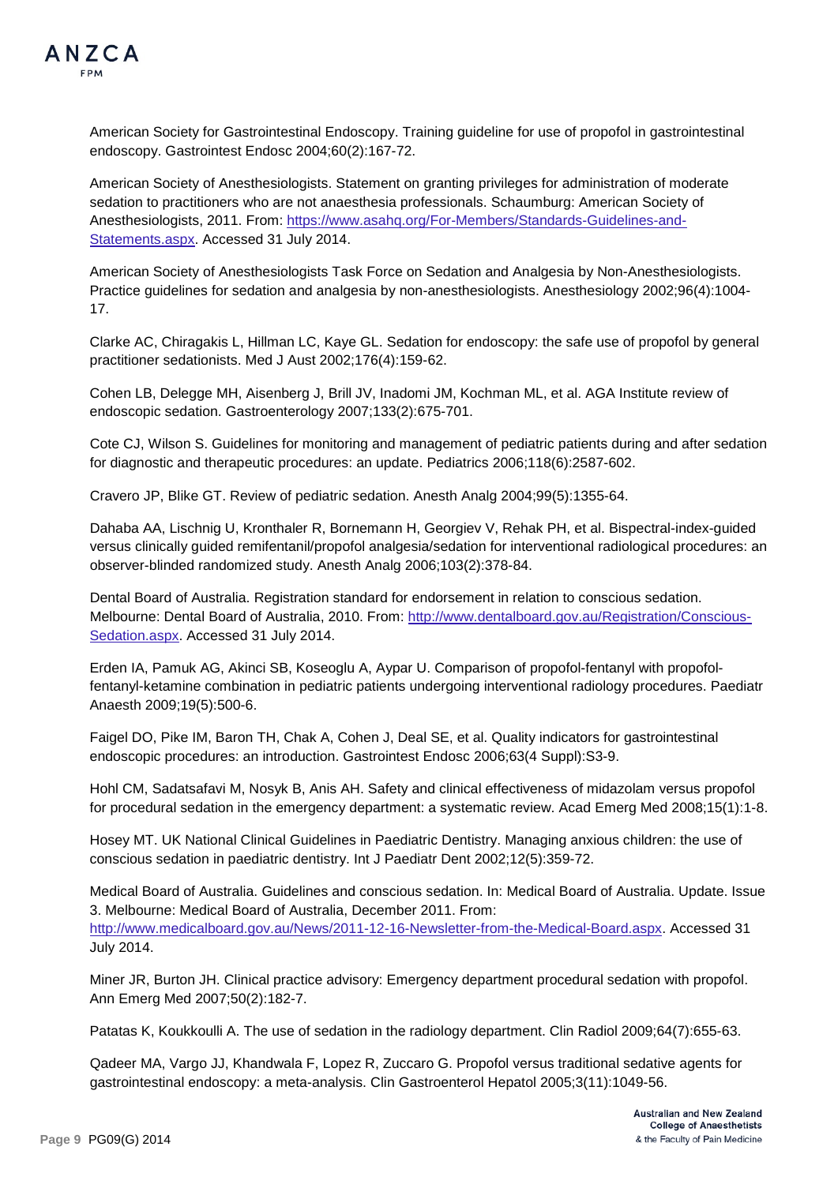American Society for Gastrointestinal Endoscopy. Training guideline for use of propofol in gastrointestinal endoscopy. Gastrointest Endosc 2004;60(2):167-72.

American Society of Anesthesiologists. Statement on granting privileges for administration of moderate sedation to practitioners who are not anaesthesia professionals. Schaumburg: American Society of Anesthesiologists, 2011. From: [https://www.asahq.org/For-Members/Standards-Guidelines-and-Statements.aspx](https://www.asahq.org/For-Members/Standards-Guidelines-and-Statements.aspx). Accessed 31 July 2014.

American Society of Anesthesiologists Task Force on Sedation and Analgesia by Non-Anesthesiologists. Practice guidelines for sedation and analgesia by non-anesthesiologists. Anesthesiology 2002;96(4):1004-17.

Clarke AC, Chiragakis L, Hillman LC, Kaye GL. Sedation for endoscopy: the safe use of propofol by general practitioner sedationists. Med J Aust 2002;176(4):159-62.

Cohen LB, Delegge MH, Aisenberg J, Brill JV, Inadomi JM, Kochman ML, et al. AGA Institute review of endoscopic sedation. Gastroenterology 2007;133(2):675-701.

Cote CJ, Wilson S. Guidelines for monitoring and management of pediatric patients during and after sedation for diagnostic and therapeutic procedures: an update. Pediatrics 2006;118(6):2587-602.

Cravero JP, Blike GT. Review of pediatric sedation. Anesth Analg 2004;99(5):1355-64.

Dahaba AA, Lischnig U, Kronthaler R, Bornemann H, Georgiev V, Rehak PH, et al. Bispectral-index-guided versus clinically guided remifentanil/propofol analgesia/sedation for interventional radiological procedures: an observer-blinded randomized study. Anesth Analg 2006;103(2):378-84.

Dental Board of Australia. Registration standard for endorsement in relation to conscious sedation. Melbourne: Dental Board of Australia, 2010. From: [http://www.dentalboard.gov.au/Registration/Conscious-Sedation.aspx](http://www.dentalboard.gov.au/Registration/Conscious-Sedation.aspx). Accessed 31 July 2014.

Erden IA, Pamuk AG, Akinci SB, Koseoglu A, Aypar U. Comparison of propofol-fentanyl with propofol-fentanyl-ketamine combination in pediatric patients undergoing interventional radiology procedures. Paediatr Anaesth 2009;19(5):500-6.

Faigel DO, Pike IM, Baron TH, Chak A, Cohen J, Deal SE, et al. Quality indicators for gastrointestinal endoscopic procedures: an introduction. Gastrointest Endosc 2006;63(4 Suppl):S3-9.

Hohl CM, Sadatsafavi M, Nosyk B, Anis AH. Safety and clinical effectiveness of midazolam versus propofol for procedural sedation in the emergency department: a systematic review. Acad Emerg Med 2008;15(1):1-8.

Hosey MT. UK National Clinical Guidelines in Paediatric Dentistry. Managing anxious children: the use of conscious sedation in paediatric dentistry. Int J Paediatr Dent 2002;12(5):359-72.

Medical Board of Australia. Guidelines and conscious sedation. In: Medical Board of Australia. Update. Issue 3. Melbourne: Medical Board of Australia, December 2011. From: [http://www.medicalboard.gov.au/News/2011-12-16-Newsletter-from-the-Medical-Board.aspx](http://www.medicalboard.gov.au/News/2011-12-16-Newsletter-from-the-Medical-Board.aspx). Accessed 31 July 2014.

Miner JR, Burton JH. Clinical practice advisory: Emergency department procedural sedation with propofol. Ann Emerg Med 2007;50(2):182-7.

Patatas K, Koukkoulli A. The use of sedation in the radiology department. Clin Radiol 2009;64(7):655-63.

Qadeer MA, Vargo JJ, Khandwala F, Lopez R, Zuccaro G. Propofol versus traditional sedative agents for gastrointestinal endoscopy: a meta-analysis. Clin Gastroenterol Hepatol 2005;3(11):1049-56.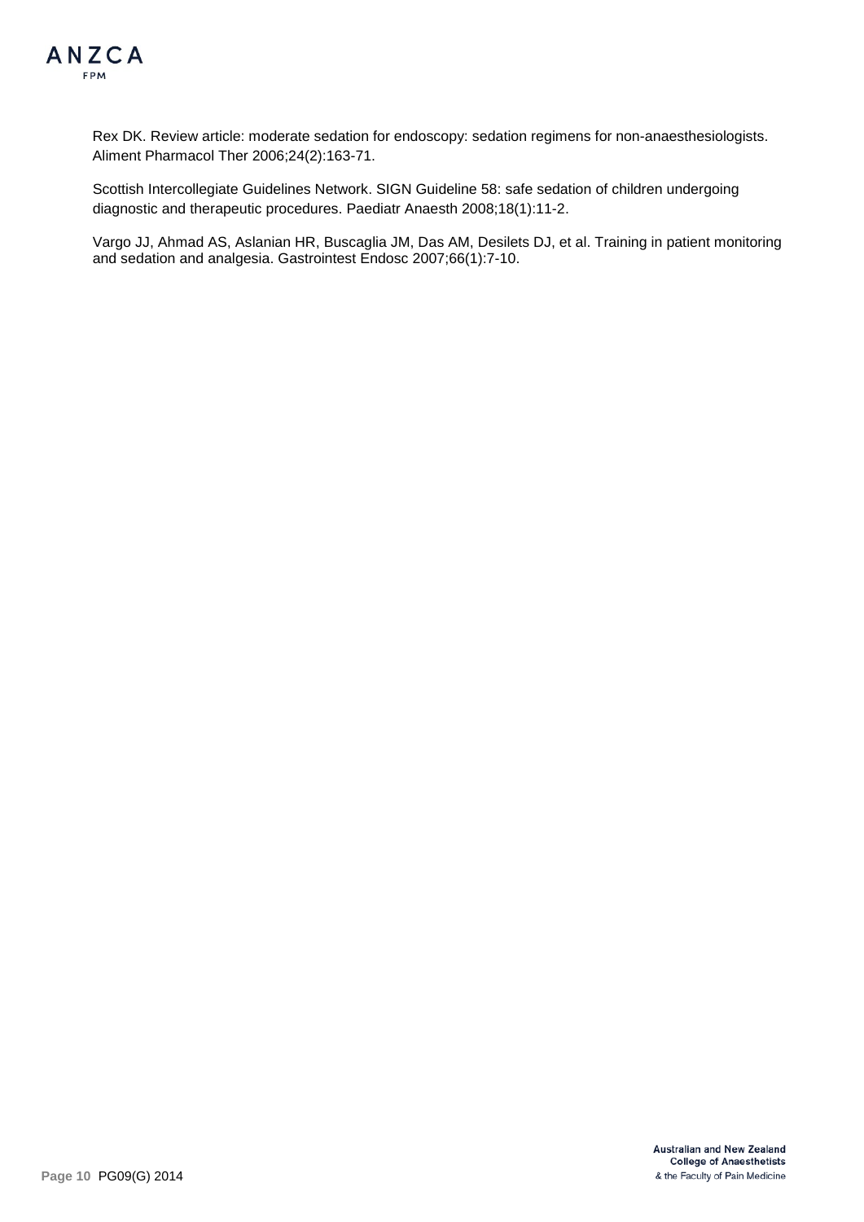Rex DK. Review article: moderate sedation for endoscopy: sedation regimens for non-anaesthesiologists. Aliment Pharmacol Ther 2006;24(2):163-71.

Scottish Intercollegiate Guidelines Network. SIGN Guideline 58: safe sedation of children undergoing diagnostic and therapeutic procedures. Paediatr Anaesth 2008;18(1):11-2.

Vargo JJ, Ahmad AS, Aslanian HR, Buscaglia JM, Das AM, Desilets DJ, et al. Training in patient monitoring and sedation and analgesia. Gastrointest Endosc 2007;66(1):7-10.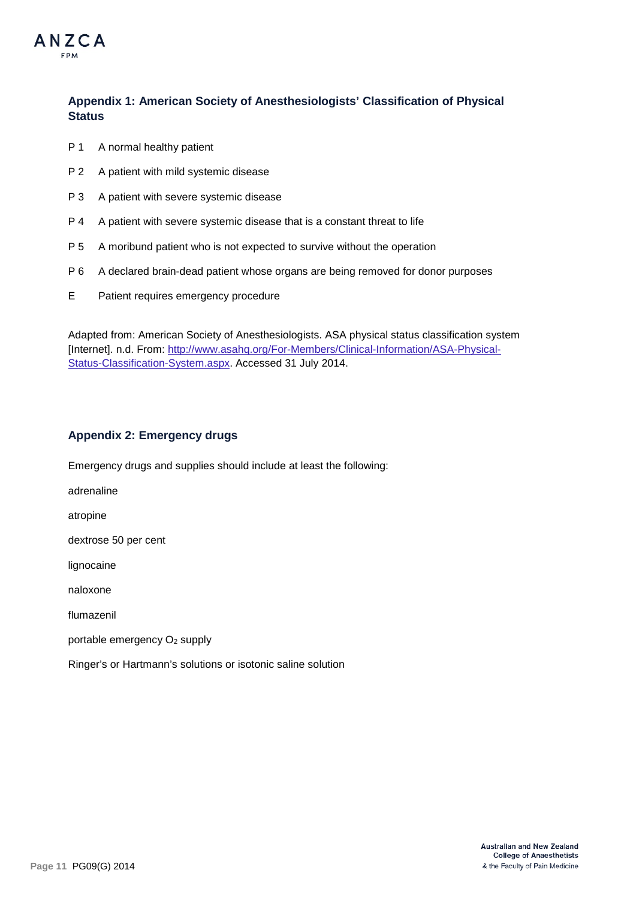## Appendix 1: American Society of Anesthesiologists' Classification of Physical Status

P 1 A normal healthy patient

P 2 A patient with mild systemic disease

P 3 A patient with severe systemic disease

P 4 A patient with severe systemic disease that is a constant threat to life

P 5 A moribund patient who is not expected to survive without the operation

P 6 A declared brain-dead patient whose organs are being removed for donor purposes

E Patient requires emergency procedure

Adapted from: American Society of Anesthesiologists. ASA physical status classification system [Internet]. n.d. From: [http://www.asahq.org/For-Members/Clinical-Information/ASA-Physical-Status-Classification-System.aspx](http://www.asahq.org/For-Members/Clinical-Information/ASA-Physical-Status-Classification-System.aspx). Accessed 31 July 2014.

## Appendix 2: Emergency drugs

Emergency drugs and supplies should include at least the following:

adrenaline

atropine

dextrose 50 per cent

lignocaine

naloxone

flumazenil

portable emergency $O_2$ supply

Ringer's or Hartmann's solutions or isotonic saline solution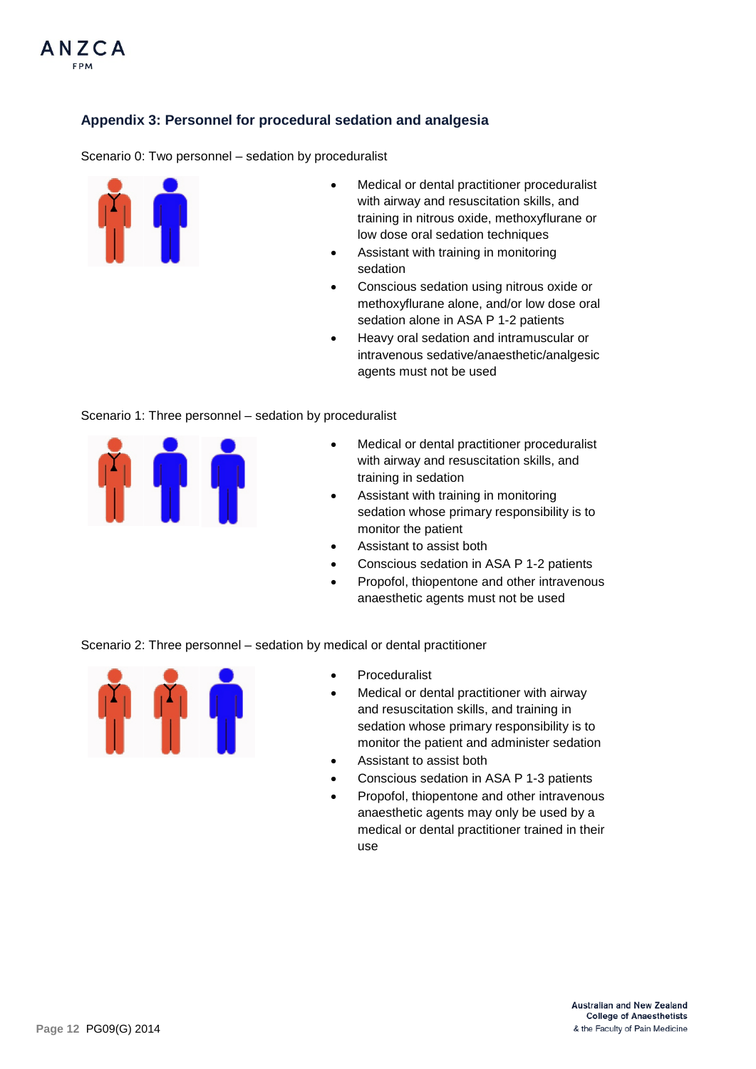## Appendix 3: Personnel for procedural sedation and analgesia

Scenario 0: Two personnel – sedation by proceduralist

- Medical or dental practitioner proceduralist with airway and resuscitation skills, and training in nitrous oxide, methoxyflurane or low dose oral sedation techniques
- Assistant with training in monitoring sedation
- Conscious sedation using nitrous oxide or methoxyflurane alone, and/or low dose oral sedation alone in ASA P 1-2 patients
- Heavy oral sedation and intramuscular or intravenous sedative/anaesthetic/analgesic agents must not be used

Scenario 1: Three personnel – sedation by proceduralist

- Medical or dental practitioner proceduralist with airway and resuscitation skills, and training in sedation
- Assistant with training in monitoring sedation whose primary responsibility is to monitor the patient
- Assistant to assist both
- Conscious sedation in ASA P 1-2 patients
- Propofol, thiopentone and other intravenous anaesthetic agents must not be used

Scenario 2: Three personnel – sedation by medical or dental practitioner

- Proceduralist
- Medical or dental practitioner with airway and resuscitation skills, and training in sedation whose primary responsibility is to monitor the patient and administer sedation
- Assistant to assist both
- Conscious sedation in ASA P 1-3 patients
- Propofol, thiopentone and other intravenous anaesthetic agents may only be used by a medical or dental practitioner trained in their use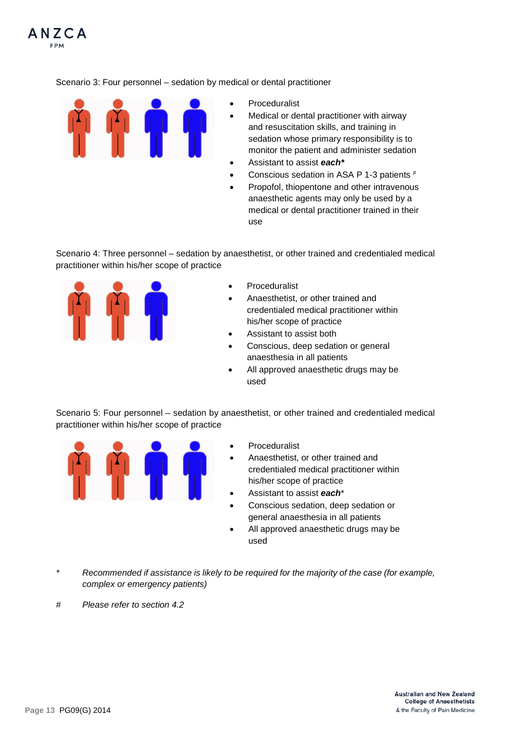Scenario 3: Four personnel – sedation by medical or dental practitioner

- Proceduralist
- Medical or dental practitioner with airway and resuscitation skills, and training in sedation whose primary responsibility is to monitor the patient and administer sedation
- Assistant to assist ***each*****\***
- Conscious sedation in ASA P 1-3 patients [#]
- Propofol, thiopentone and other intravenous anaesthetic agents may only be used by a medical or dental practitioner trained in their use

Scenario 4: Three personnel – sedation by anaesthetist, or other trained and credentialed medical practitioner within his/her scope of practice

- Proceduralist
- Anaesthetist, or other trained and credentialed medical practitioner within his/her scope of practice
- Assistant to assist both
- Conscious, deep sedation or general anaesthesia in all patients
- All approved anaesthetic drugs may be used

Scenario 5: Four personnel – sedation by anaesthetist, or other trained and credentialed medical practitioner within his/her scope of practice

- Proceduralist
- Anaesthetist, or other trained and credentialed medical practitioner within his/her scope of practice
- Assistant to assist ***each****
- Conscious sedation, deep sedation or general anaesthesia in all patients
- All approved anaesthetic drugs may be used

\* *Recommended if assistance is likely to be required for the majority of the case (for example, complex or emergency patients)*

\# *Please refer to section 4.2*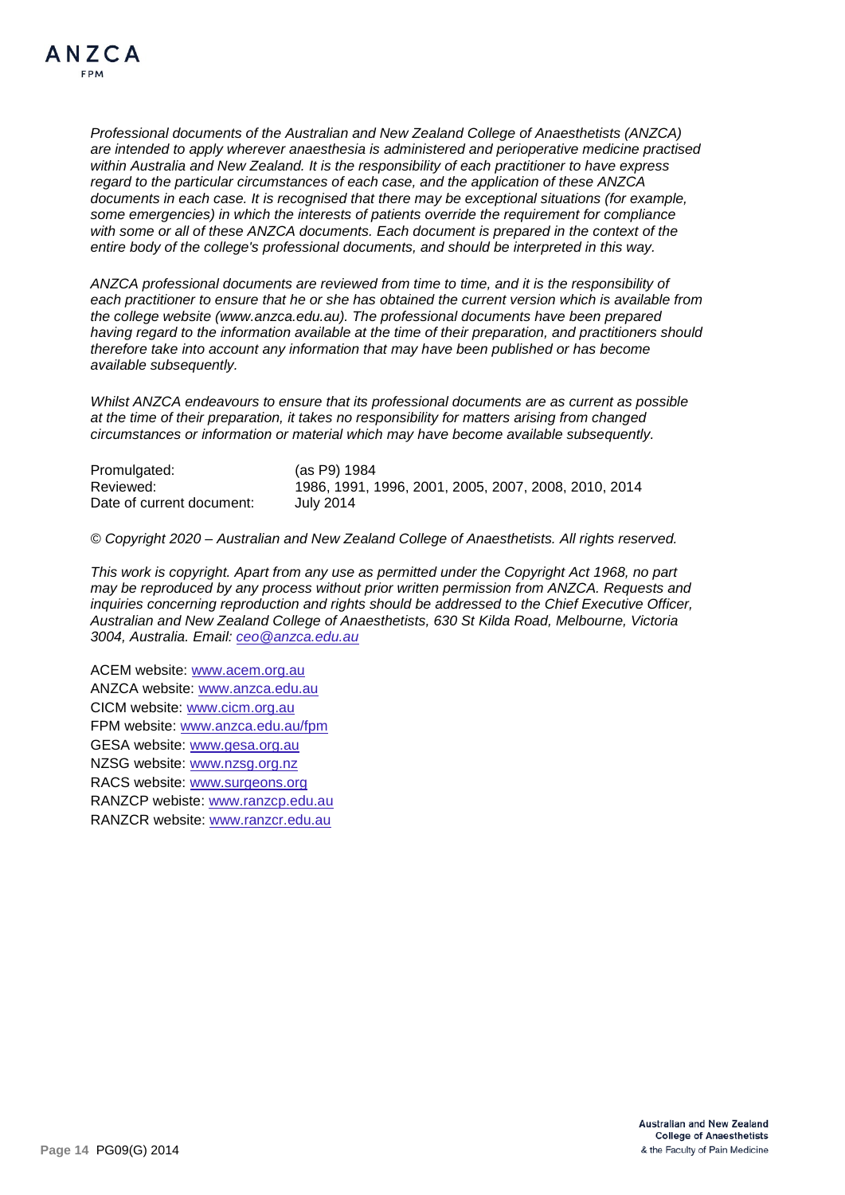*Professional documents of the Australian and New Zealand College of Anaesthetists (ANZCA) are intended to apply wherever anaesthesia is administered and perioperative medicine practised within Australia and New Zealand. It is the responsibility of each practitioner to have express regard to the particular circumstances of each case, and the application of these ANZCA documents in each case. It is recognised that there may be exceptional situations (for example, some emergencies) in which the interests of patients override the requirement for compliance with some or all of these ANZCA documents. Each document is prepared in the context of the entire body of the college's professional documents, and should be interpreted in this way.*

*ANZCA professional documents are reviewed from time to time, and it is the responsibility of each practitioner to ensure that he or she has obtained the current version which is available from the college website (www.anzca.edu.au). The professional documents have been prepared having regard to the information available at the time of their preparation, and practitioners should therefore take into account any information that may have been published or has become available subsequently.*

*Whilst ANZCA endeavours to ensure that its professional documents are as current as possible at the time of their preparation, it takes no responsibility for matters arising from changed circumstances or information or material which may have become available subsequently.*

| | |
|---|---|
| Promulgated: | (as P9) 1984 |
| Reviewed: | 1986, 1991, 1996, 2001, 2005, 2007, 2008, 2010, 2014 |
| Date of current document: | July 2014 |

*© Copyright 2020 – Australian and New Zealand College of Anaesthetists. All rights reserved.*

*This work is copyright. Apart from any use as permitted under the Copyright Act 1968, no part may be reproduced by any process without prior written permission from ANZCA. Requests and inquiries concerning reproduction and rights should be addressed to the Chief Executive Officer, Australian and New Zealand College of Anaesthetists, 630 St Kilda Road, Melbourne, Victoria 3004, Australia. Email: ceo@anzca.edu.au*

ACEM website: www.acem.org.au
ANZCA website: www.anzca.edu.au
CICM website: www.cicm.org.au
FPM website: www.anzca.edu.au/fpm
GESA website: www.gesa.org.au
NZSG website: www.nzsg.org.nz
RACS website: www.surgeons.org
RANZCP webiste: www.ranzcp.edu.au
RANZCR website: www.ranzcr.edu.au